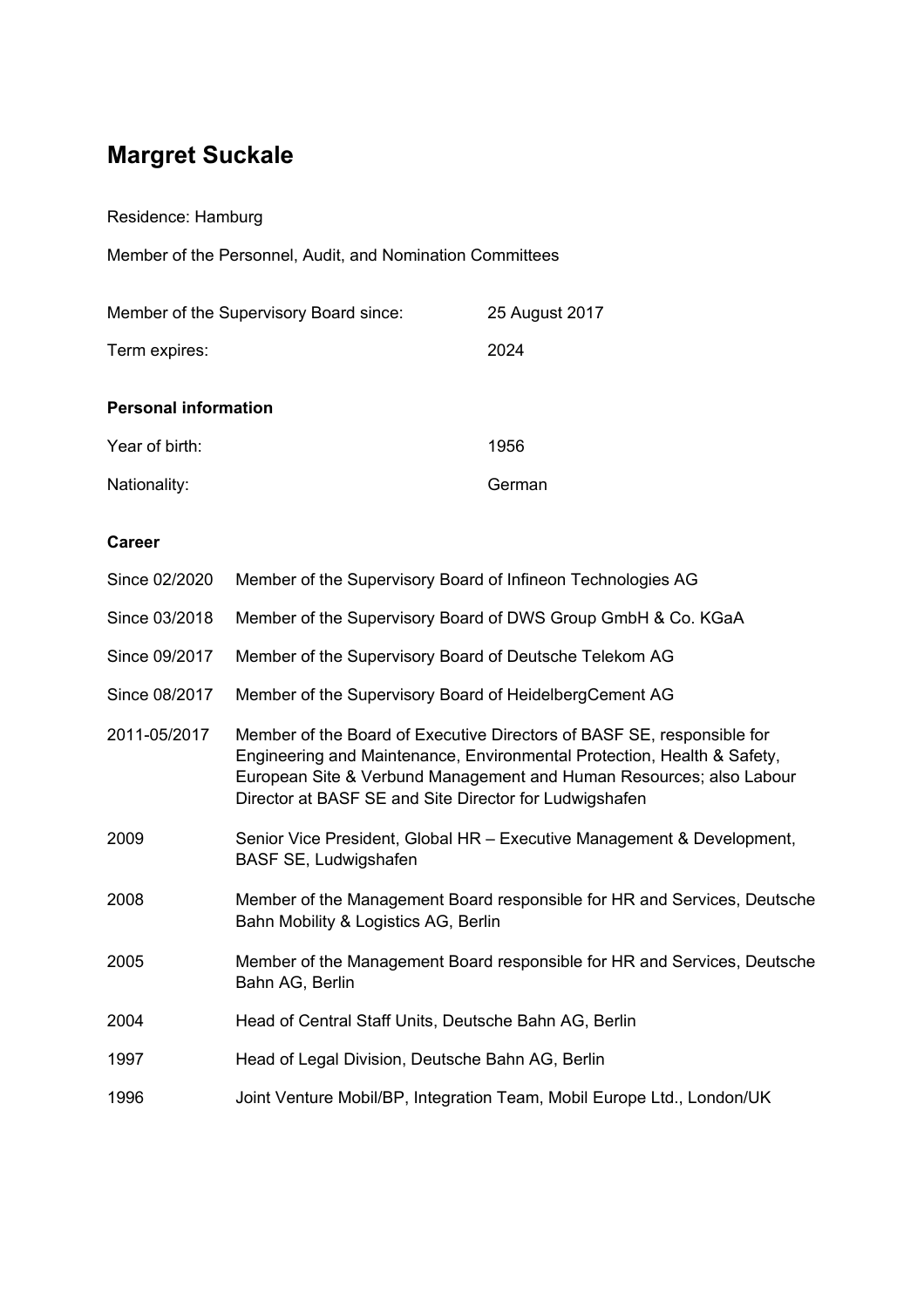# Margret Suckale

Residence: Hamburg

Member of the Personnel, Audit, and Nomination Committees

| | |
|---|---|
| Member of the Supervisory Board since: | 25 August 2017 |
| Term expires: | 2024 |

**Personal information**

| | |
|---|---|
| Year of birth: | 1956 |
| Nationality: | German |

**Career**

| | |
|---|---|
| Since 02/2020 | Member of the Supervisory Board of Infineon Technologies AG |
| Since 03/2018 | Member of the Supervisory Board of DWS Group GmbH & Co. KGaA |
| Since 09/2017 | Member of the Supervisory Board of Deutsche Telekom AG |
| Since 08/2017 | Member of the Supervisory Board of HeidelbergCement AG |
| 2011-05/2017 | Member of the Board of Executive Directors of BASF SE, responsible for Engineering and Maintenance, Environmental Protection, Health & Safety, European Site & Verbund Management and Human Resources; also Labour Director at BASF SE and Site Director for Ludwigshafen |
| 2009 | Senior Vice President, Global HR – Executive Management & Development, BASF SE, Ludwigshafen |
| 2008 | Member of the Management Board responsible for HR and Services, Deutsche Bahn Mobility & Logistics AG, Berlin |
| 2005 | Member of the Management Board responsible for HR and Services, Deutsche Bahn AG, Berlin |
| 2004 | Head of Central Staff Units, Deutsche Bahn AG, Berlin |
| 1997 | Head of Legal Division, Deutsche Bahn AG, Berlin |
| 1996 | Joint Venture Mobil/BP, Integration Team, Mobil Europe Ltd., London/UK |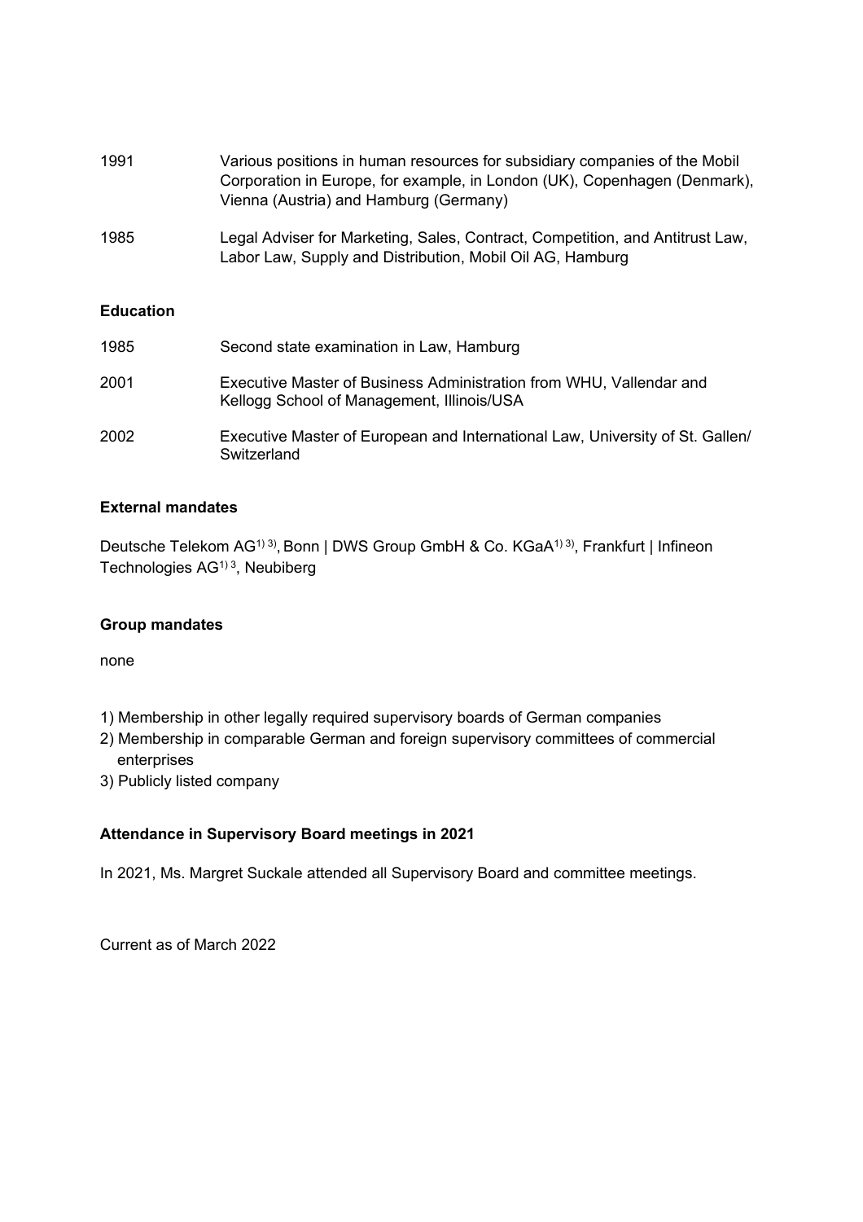| | |
|---|---|
| 1991 | Various positions in human resources for subsidiary companies of the Mobil Corporation in Europe, for example, in London (UK), Copenhagen (Denmark), Vienna (Austria) and Hamburg (Germany) |
| 1985 | Legal Adviser for Marketing, Sales, Contract, Competition, and Antitrust Law, Labor Law, Supply and Distribution, Mobil Oil AG, Hamburg |

**Education**

| | |
|---|---|
| 1985 | Second state examination in Law, Hamburg |
| 2001 | Executive Master of Business Administration from WHU, Vallendar and Kellogg School of Management, Illinois/USA |
| 2002 | Executive Master of European and International Law, University of St. Gallen/ Switzerland |

**External mandates**

Deutsche Telekom AG[1) 3)], Bonn | DWS Group GmbH & Co. KGaA[1) 3)], Frankfurt | Infineon Technologies AG[1) 3], Neubiberg

**Group mandates**

none

1) Membership in other legally required supervisory boards of German companies
2) Membership in comparable German and foreign supervisory committees of commercial enterprises
3) Publicly listed company

**Attendance in Supervisory Board meetings in 2021**

In 2021, Ms. Margret Suckale attended all Supervisory Board and committee meetings.

Current as of March 2022